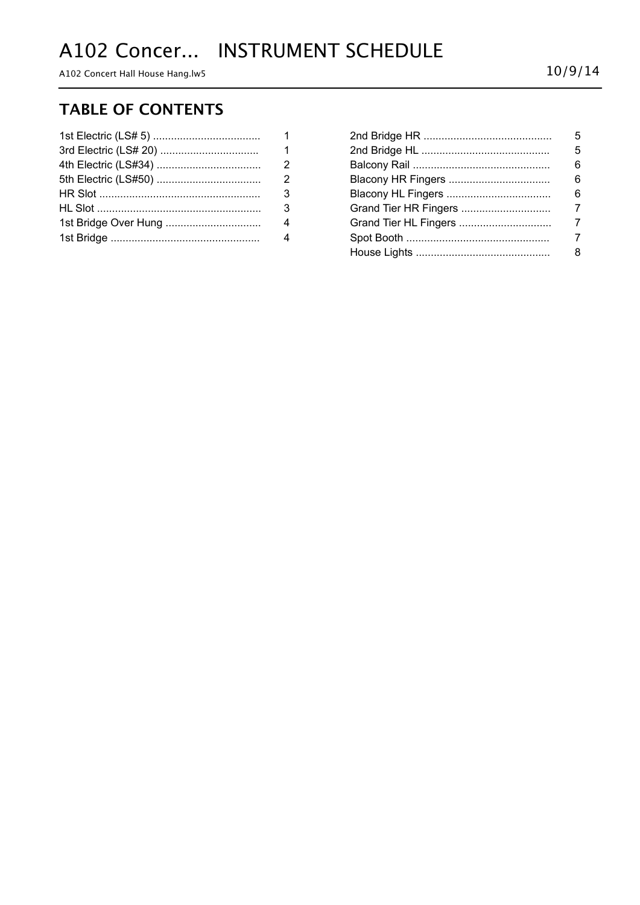# A102 Concer... INSTRUMENT SCHEDULE

A102 Concert Hall House Hang.lw5

10/9/14

## TABLE OF CONTENTS

| Section | Page |
|---|---|
| 1st Electric (LS# 5) | 1 |
| 3rd Electric (LS# 20) | 1 |
| 4th Electric (LS#34) | 2 |
| 5th Electric (LS#50) | 2 |
| HR Slot | 3 |
| HL Slot | 3 |
| 1st Bridge Over Hung | 4 |
| 1st Bridge | 4 |
| 2nd Bridge HR | 5 |
| 2nd Bridge HL | 5 |
| Balcony Rail | 6 |
| Blacony HR Fingers | 6 |
| Blacony HL Fingers | 6 |
| Grand Tier HR Fingers | 7 |
| Grand Tier HL Fingers | 7 |
| Spot Booth | 7 |
| House Lights | 8 |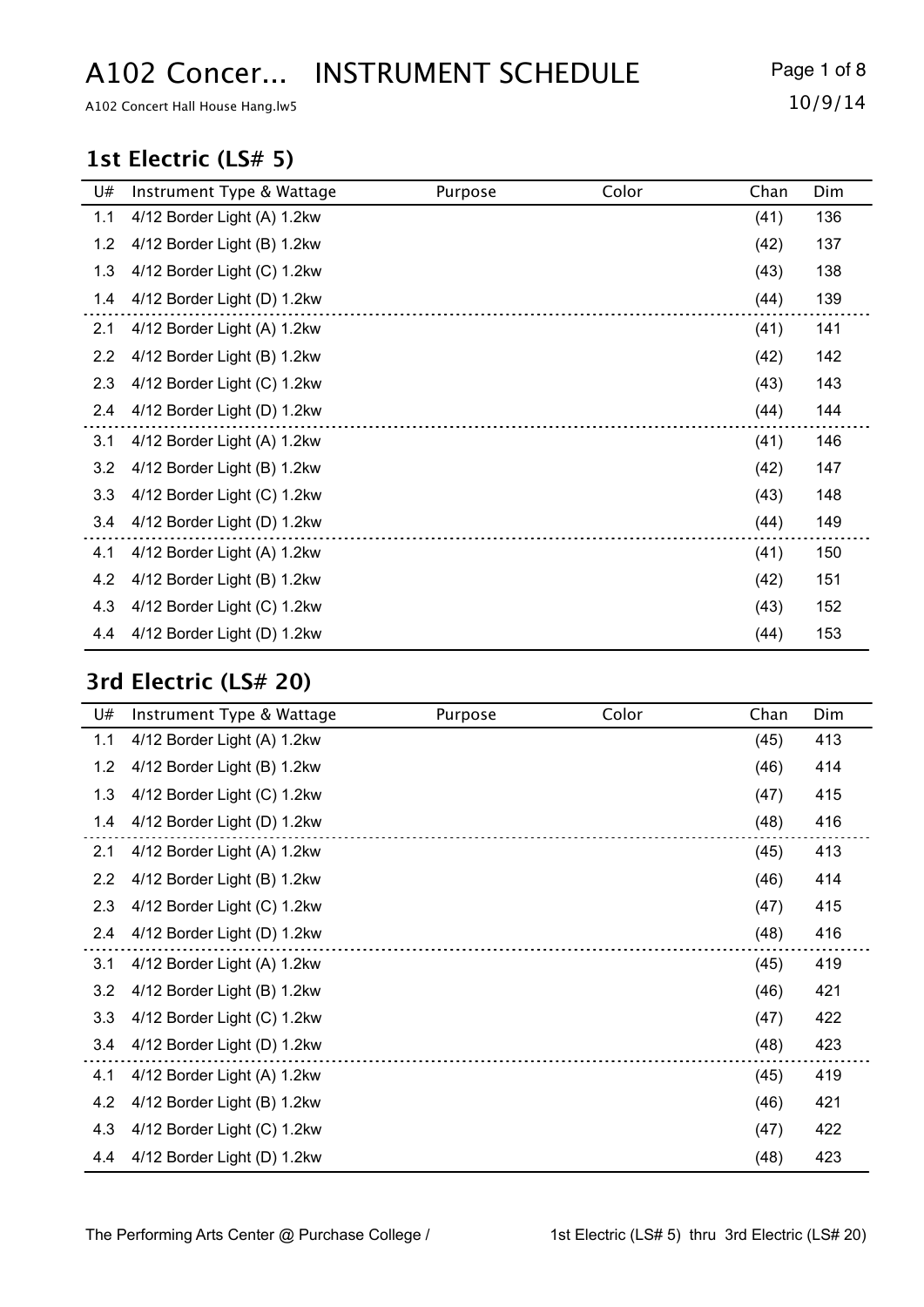# A102 Concer...  INSTRUMENT SCHEDULE

A102 Concert Hall House Hang.lw5

10/9/14

## 1st Electric (LS# 5)

| U# | Instrument Type & Wattage | Purpose | Color | Chan | Dim |
|---|---|---|---|---|---|
| 1.1 | 4/12 Border Light (A) 1.2kw | | | (41) | 136 |
| 1.2 | 4/12 Border Light (B) 1.2kw | | | (42) | 137 |
| 1.3 | 4/12 Border Light (C) 1.2kw | | | (43) | 138 |
| 1.4 | 4/12 Border Light (D) 1.2kw | | | (44) | 139 |
| 2.1 | 4/12 Border Light (A) 1.2kw | | | (41) | 141 |
| 2.2 | 4/12 Border Light (B) 1.2kw | | | (42) | 142 |
| 2.3 | 4/12 Border Light (C) 1.2kw | | | (43) | 143 |
| 2.4 | 4/12 Border Light (D) 1.2kw | | | (44) | 144 |
| 3.1 | 4/12 Border Light (A) 1.2kw | | | (41) | 146 |
| 3.2 | 4/12 Border Light (B) 1.2kw | | | (42) | 147 |
| 3.3 | 4/12 Border Light (C) 1.2kw | | | (43) | 148 |
| 3.4 | 4/12 Border Light (D) 1.2kw | | | (44) | 149 |
| 4.1 | 4/12 Border Light (A) 1.2kw | | | (41) | 150 |
| 4.2 | 4/12 Border Light (B) 1.2kw | | | (42) | 151 |
| 4.3 | 4/12 Border Light (C) 1.2kw | | | (43) | 152 |
| 4.4 | 4/12 Border Light (D) 1.2kw | | | (44) | 153 |

## 3rd Electric (LS# 20)

| U# | Instrument Type & Wattage | Purpose | Color | Chan | Dim |
|---|---|---|---|---|---|
| 1.1 | 4/12 Border Light (A) 1.2kw | | | (45) | 413 |
| 1.2 | 4/12 Border Light (B) 1.2kw | | | (46) | 414 |
| 1.3 | 4/12 Border Light (C) 1.2kw | | | (47) | 415 |
| 1.4 | 4/12 Border Light (D) 1.2kw | | | (48) | 416 |
| 2.1 | 4/12 Border Light (A) 1.2kw | | | (45) | 413 |
| 2.2 | 4/12 Border Light (B) 1.2kw | | | (46) | 414 |
| 2.3 | 4/12 Border Light (C) 1.2kw | | | (47) | 415 |
| 2.4 | 4/12 Border Light (D) 1.2kw | | | (48) | 416 |
| 3.1 | 4/12 Border Light (A) 1.2kw | | | (45) | 419 |
| 3.2 | 4/12 Border Light (B) 1.2kw | | | (46) | 421 |
| 3.3 | 4/12 Border Light (C) 1.2kw | | | (47) | 422 |
| 3.4 | 4/12 Border Light (D) 1.2kw | | | (48) | 423 |
| 4.1 | 4/12 Border Light (A) 1.2kw | | | (45) | 419 |
| 4.2 | 4/12 Border Light (B) 1.2kw | | | (46) | 421 |
| 4.3 | 4/12 Border Light (C) 1.2kw | | | (47) | 422 |
| 4.4 | 4/12 Border Light (D) 1.2kw | | | (48) | 423 |

The Performing Arts Center @ Purchase College / 1st Electric (LS# 5) thru 3rd Electric (LS# 20)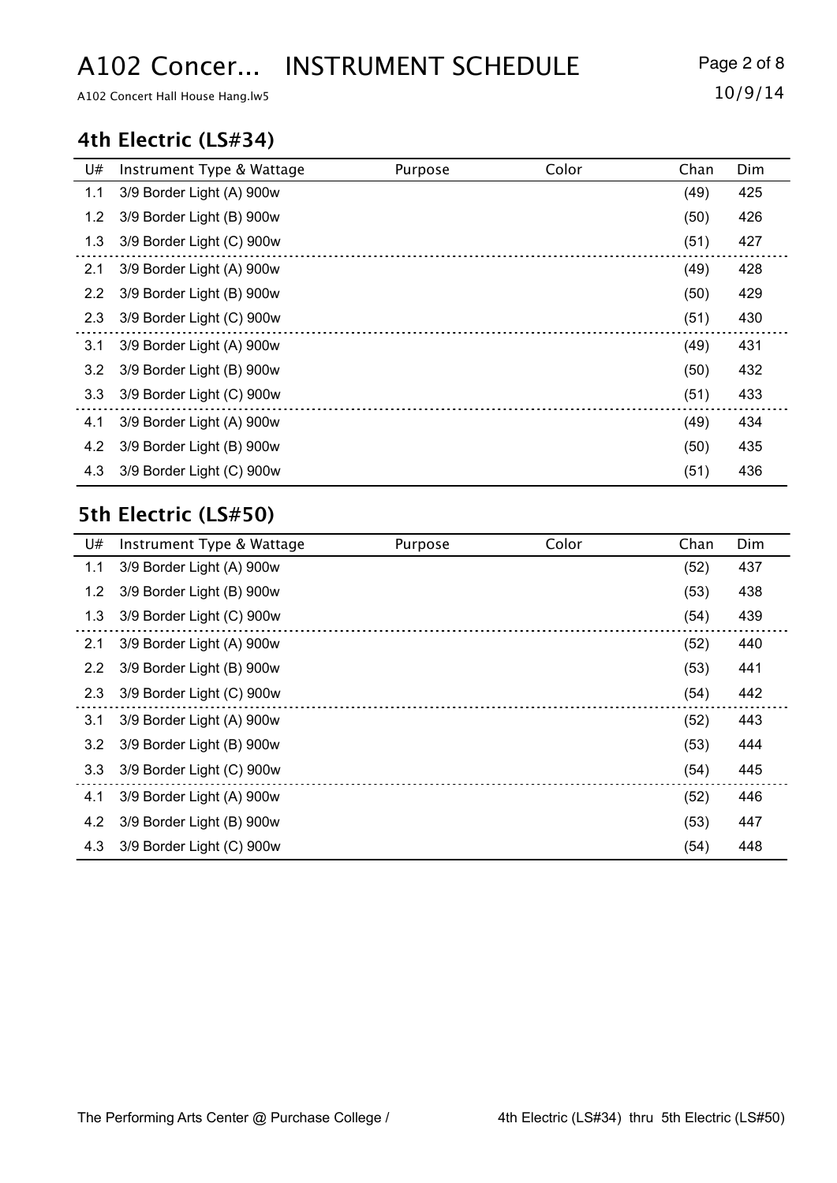# A102 Concer... INSTRUMENT SCHEDULE

A102 Concert Hall House Hang.lw5

10/9/14

## 4th Electric (LS#34)

| U# | Instrument Type & Wattage | Purpose | Color | Chan | Dim |
|---|---|---|---|---|---|
| 1.1 | 3/9 Border Light (A) 900w | | | (49) | 425 |
| 1.2 | 3/9 Border Light (B) 900w | | | (50) | 426 |
| 1.3 | 3/9 Border Light (C) 900w | | | (51) | 427 |
| 2.1 | 3/9 Border Light (A) 900w | | | (49) | 428 |
| 2.2 | 3/9 Border Light (B) 900w | | | (50) | 429 |
| 2.3 | 3/9 Border Light (C) 900w | | | (51) | 430 |
| 3.1 | 3/9 Border Light (A) 900w | | | (49) | 431 |
| 3.2 | 3/9 Border Light (B) 900w | | | (50) | 432 |
| 3.3 | 3/9 Border Light (C) 900w | | | (51) | 433 |
| 4.1 | 3/9 Border Light (A) 900w | | | (49) | 434 |
| 4.2 | 3/9 Border Light (B) 900w | | | (50) | 435 |
| 4.3 | 3/9 Border Light (C) 900w | | | (51) | 436 |

## 5th Electric (LS#50)

| U# | Instrument Type & Wattage | Purpose | Color | Chan | Dim |
|---|---|---|---|---|---|
| 1.1 | 3/9 Border Light (A) 900w | | | (52) | 437 |
| 1.2 | 3/9 Border Light (B) 900w | | | (53) | 438 |
| 1.3 | 3/9 Border Light (C) 900w | | | (54) | 439 |
| 2.1 | 3/9 Border Light (A) 900w | | | (52) | 440 |
| 2.2 | 3/9 Border Light (B) 900w | | | (53) | 441 |
| 2.3 | 3/9 Border Light (C) 900w | | | (54) | 442 |
| 3.1 | 3/9 Border Light (A) 900w | | | (52) | 443 |
| 3.2 | 3/9 Border Light (B) 900w | | | (53) | 444 |
| 3.3 | 3/9 Border Light (C) 900w | | | (54) | 445 |
| 4.1 | 3/9 Border Light (A) 900w | | | (52) | 446 |
| 4.2 | 3/9 Border Light (B) 900w | | | (53) | 447 |
| 4.3 | 3/9 Border Light (C) 900w | | | (54) | 448 |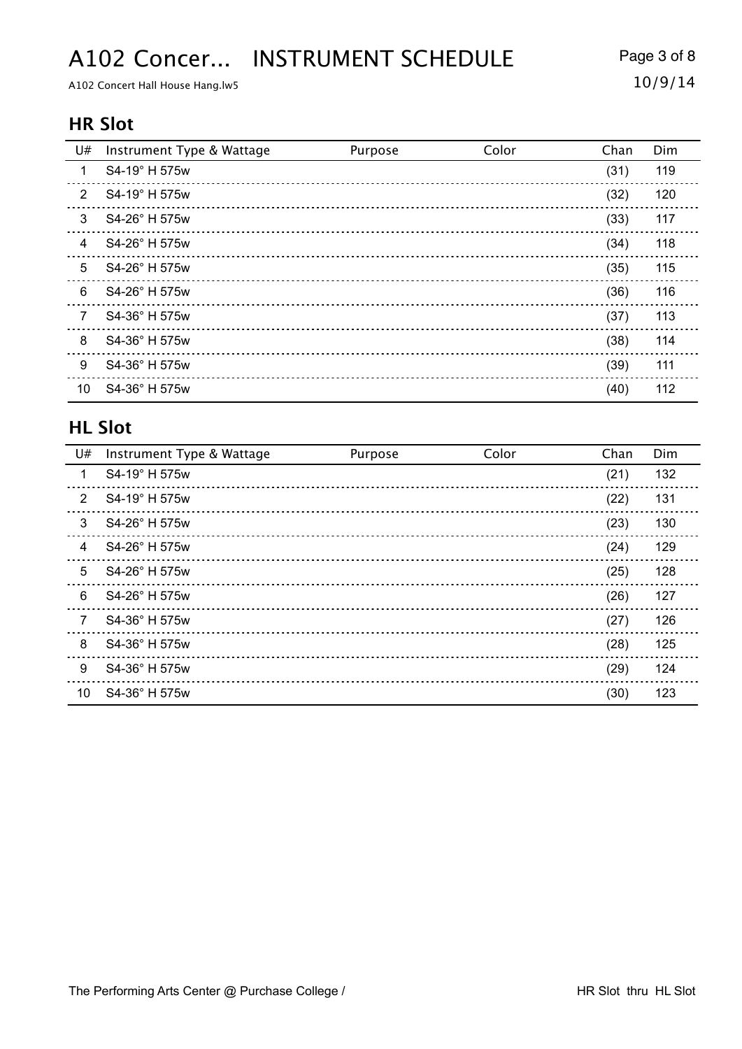# A102 Concer... INSTRUMENT SCHEDULE

A102 Concert Hall House Hang.lw5

10/9/14

## HR Slot

| U# | Instrument Type & Wattage | Purpose | Color | Chan | Dim |
|---|---|---|---|---|---|
| 1 | S4-19° H 575w | | | (31) | 119 |
| 2 | S4-19° H 575w | | | (32) | 120 |
| 3 | S4-26° H 575w | | | (33) | 117 |
| 4 | S4-26° H 575w | | | (34) | 118 |
| 5 | S4-26° H 575w | | | (35) | 115 |
| 6 | S4-26° H 575w | | | (36) | 116 |
| 7 | S4-36° H 575w | | | (37) | 113 |
| 8 | S4-36° H 575w | | | (38) | 114 |
| 9 | S4-36° H 575w | | | (39) | 111 |
| 10 | S4-36° H 575w | | | (40) | 112 |

## HL Slot

| U# | Instrument Type & Wattage | Purpose | Color | Chan | Dim |
|---|---|---|---|---|---|
| 1 | S4-19° H 575w | | | (21) | 132 |
| 2 | S4-19° H 575w | | | (22) | 131 |
| 3 | S4-26° H 575w | | | (23) | 130 |
| 4 | S4-26° H 575w | | | (24) | 129 |
| 5 | S4-26° H 575w | | | (25) | 128 |
| 6 | S4-26° H 575w | | | (26) | 127 |
| 7 | S4-36° H 575w | | | (27) | 126 |
| 8 | S4-36° H 575w | | | (28) | 125 |
| 9 | S4-36° H 575w | | | (29) | 124 |
| 10 | S4-36° H 575w | | | (30) | 123 |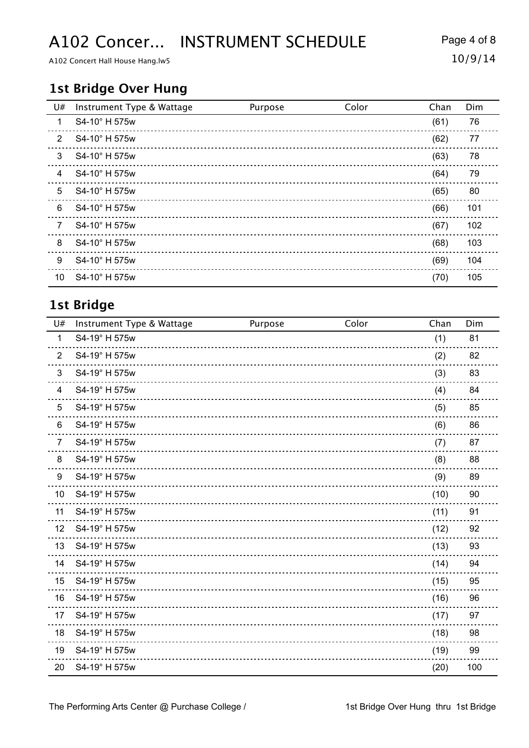## 1st Bridge Over Hung

| U# | Instrument Type & Wattage | Purpose | Color | Chan | Dim |
|---|---|---|---|---|---|
| 1 | S4-10° H 575w | | | (61) | 76 |
| 2 | S4-10° H 575w | | | (62) | 77 |
| 3 | S4-10° H 575w | | | (63) | 78 |
| 4 | S4-10° H 575w | | | (64) | 79 |
| 5 | S4-10° H 575w | | | (65) | 80 |
| 6 | S4-10° H 575w | | | (66) | 101 |
| 7 | S4-10° H 575w | | | (67) | 102 |
| 8 | S4-10° H 575w | | | (68) | 103 |
| 9 | S4-10° H 575w | | | (69) | 104 |
| 10 | S4-10° H 575w | | | (70) | 105 |

## 1st Bridge

| U# | Instrument Type & Wattage | Purpose | Color | Chan | Dim |
|---|---|---|---|---|---|
| 1 | S4-19° H 575w | | | (1) | 81 |
| 2 | S4-19° H 575w | | | (2) | 82 |
| 3 | S4-19° H 575w | | | (3) | 83 |
| 4 | S4-19° H 575w | | | (4) | 84 |
| 5 | S4-19° H 575w | | | (5) | 85 |
| 6 | S4-19° H 575w | | | (6) | 86 |
| 7 | S4-19° H 575w | | | (7) | 87 |
| 8 | S4-19° H 575w | | | (8) | 88 |
| 9 | S4-19° H 575w | | | (9) | 89 |
| 10 | S4-19° H 575w | | | (10) | 90 |
| 11 | S4-19° H 575w | | | (11) | 91 |
| 12 | S4-19° H 575w | | | (12) | 92 |
| 13 | S4-19° H 575w | | | (13) | 93 |
| 14 | S4-19° H 575w | | | (14) | 94 |
| 15 | S4-19° H 575w | | | (15) | 95 |
| 16 | S4-19° H 575w | | | (16) | 96 |
| 17 | S4-19° H 575w | | | (17) | 97 |
| 18 | S4-19° H 575w | | | (18) | 98 |
| 19 | S4-19° H 575w | | | (19) | 99 |
| 20 | S4-19° H 575w | | | (20) | 100 |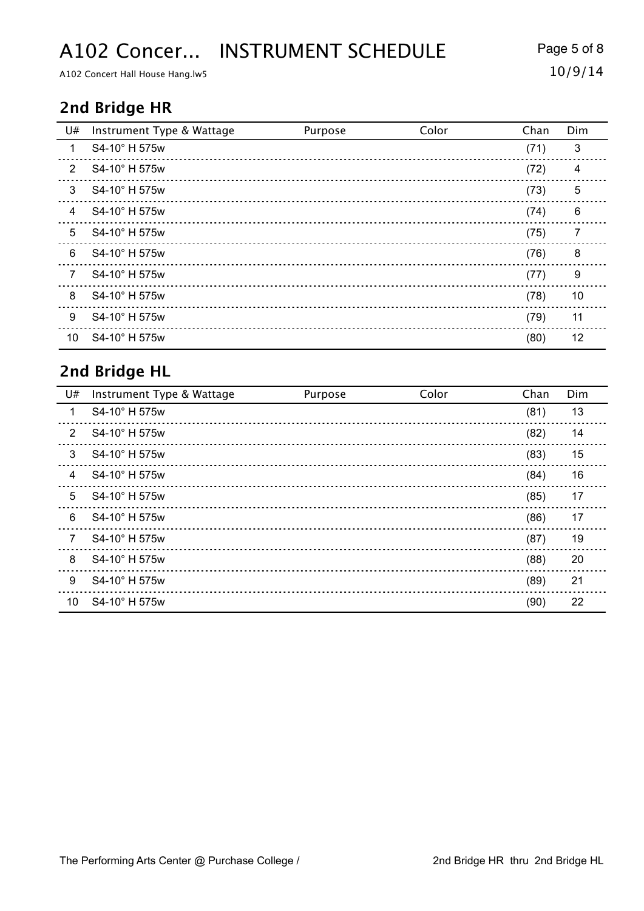# A102 Concer... INSTRUMENT SCHEDULE

A102 Concert Hall House Hang.lw5

10/9/14

## 2nd Bridge HR

| U# | Instrument Type & Wattage | Purpose | Color | Chan | Dim |
|---|---|---|---|---|---|
| 1 | S4-10° H 575w | | | (71) | 3 |
| 2 | S4-10° H 575w | | | (72) | 4 |
| 3 | S4-10° H 575w | | | (73) | 5 |
| 4 | S4-10° H 575w | | | (74) | 6 |
| 5 | S4-10° H 575w | | | (75) | 7 |
| 6 | S4-10° H 575w | | | (76) | 8 |
| 7 | S4-10° H 575w | | | (77) | 9 |
| 8 | S4-10° H 575w | | | (78) | 10 |
| 9 | S4-10° H 575w | | | (79) | 11 |
| 10 | S4-10° H 575w | | | (80) | 12 |

## 2nd Bridge HL

| U# | Instrument Type & Wattage | Purpose | Color | Chan | Dim |
|---|---|---|---|---|---|
| 1 | S4-10° H 575w | | | (81) | 13 |
| 2 | S4-10° H 575w | | | (82) | 14 |
| 3 | S4-10° H 575w | | | (83) | 15 |
| 4 | S4-10° H 575w | | | (84) | 16 |
| 5 | S4-10° H 575w | | | (85) | 17 |
| 6 | S4-10° H 575w | | | (86) | 17 |
| 7 | S4-10° H 575w | | | (87) | 19 |
| 8 | S4-10° H 575w | | | (88) | 20 |
| 9 | S4-10° H 575w | | | (89) | 21 |
| 10 | S4-10° H 575w | | | (90) | 22 |

The Performing Arts Center @ Purchase College / 2nd Bridge HR thru 2nd Bridge HL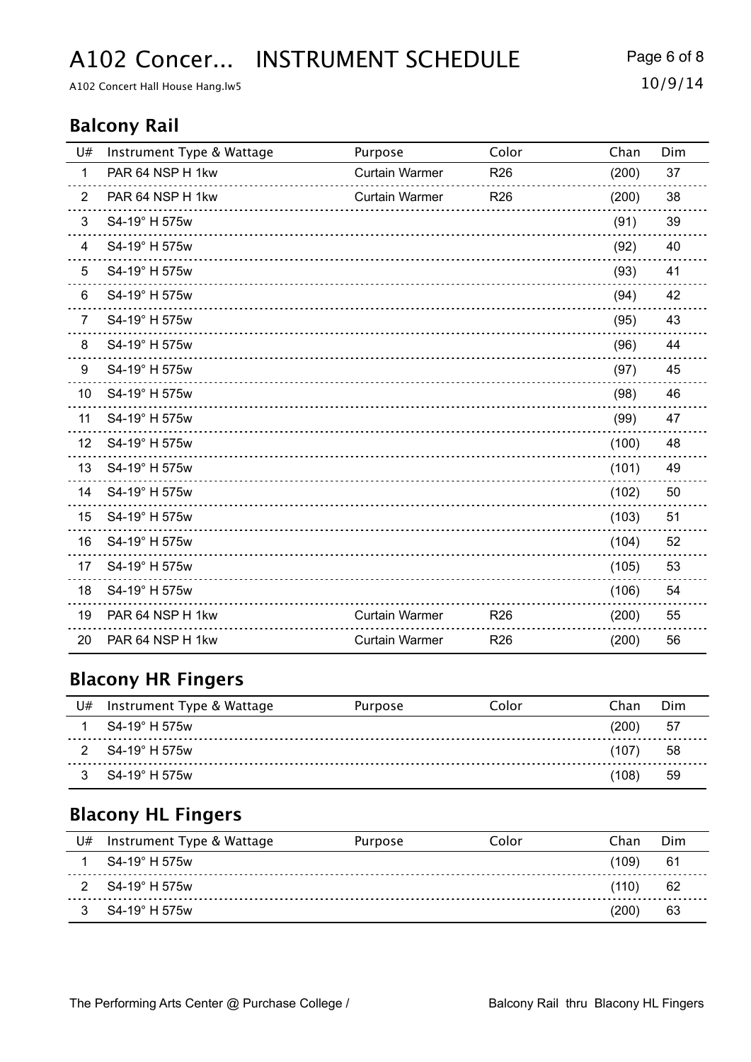# A102 Concer... INSTRUMENT SCHEDULE

A102 Concert Hall House Hang.lw5

10/9/14

## Balcony Rail

| U# | Instrument Type & Wattage | Purpose | Color | Chan | Dim |
|---|---|---|---|---|---|
| 1 | PAR 64 NSP H 1kw | Curtain Warmer | R26 | (200) | 37 |
| 2 | PAR 64 NSP H 1kw | Curtain Warmer | R26 | (200) | 38 |
| 3 | S4-19° H 575w | | | (91) | 39 |
| 4 | S4-19° H 575w | | | (92) | 40 |
| 5 | S4-19° H 575w | | | (93) | 41 |
| 6 | S4-19° H 575w | | | (94) | 42 |
| 7 | S4-19° H 575w | | | (95) | 43 |
| 8 | S4-19° H 575w | | | (96) | 44 |
| 9 | S4-19° H 575w | | | (97) | 45 |
| 10 | S4-19° H 575w | | | (98) | 46 |
| 11 | S4-19° H 575w | | | (99) | 47 |
| 12 | S4-19° H 575w | | | (100) | 48 |
| 13 | S4-19° H 575w | | | (101) | 49 |
| 14 | S4-19° H 575w | | | (102) | 50 |
| 15 | S4-19° H 575w | | | (103) | 51 |
| 16 | S4-19° H 575w | | | (104) | 52 |
| 17 | S4-19° H 575w | | | (105) | 53 |
| 18 | S4-19° H 575w | | | (106) | 54 |
| 19 | PAR 64 NSP H 1kw | Curtain Warmer | R26 | (200) | 55 |
| 20 | PAR 64 NSP H 1kw | Curtain Warmer | R26 | (200) | 56 |

## Blacony HR Fingers

| U# | Instrument Type & Wattage | Purpose | Color | Chan | Dim |
|---|---|---|---|---|---|
| 1 | S4-19° H 575w | | | (200) | 57 |
| 2 | S4-19° H 575w | | | (107) | 58 |
| 3 | S4-19° H 575w | | | (108) | 59 |

## Blacony HL Fingers

| U# | Instrument Type & Wattage | Purpose | Color | Chan | Dim |
|---|---|---|---|---|---|
| 1 | S4-19° H 575w | | | (109) | 61 |
| 2 | S4-19° H 575w | | | (110) | 62 |
| 3 | S4-19° H 575w | | | (200) | 63 |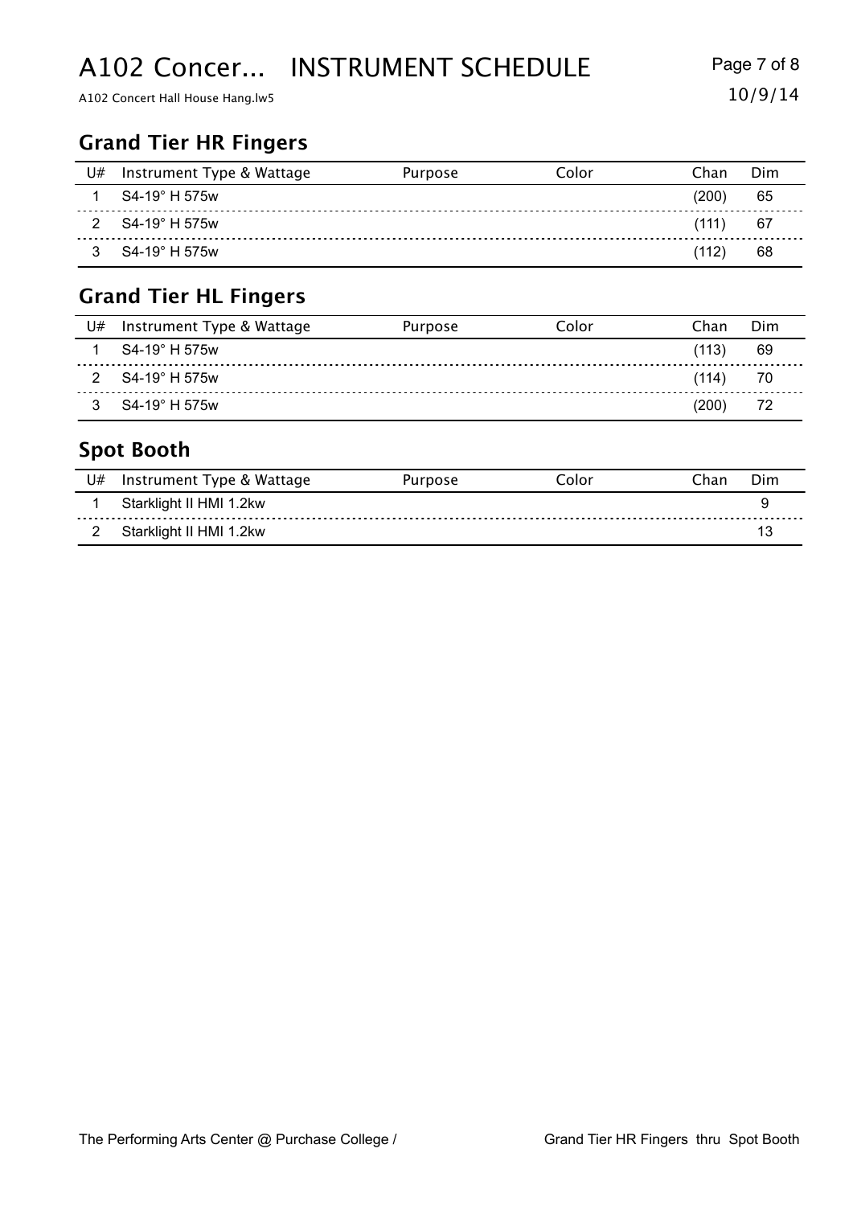## Grand Tier HR Fingers

| U# | Instrument Type & Wattage | Purpose | Color | Chan | Dim |
|---|---|---|---|---|---|
| 1 | S4-19° H 575w | | | (200) | 65 |
| 2 | S4-19° H 575w | | | (111) | 67 |
| 3 | S4-19° H 575w | | | (112) | 68 |

## Grand Tier HL Fingers

| U# | Instrument Type & Wattage | Purpose | Color | Chan | Dim |
|---|---|---|---|---|---|
| 1 | S4-19° H 575w | | | (113) | 69 |
| 2 | S4-19° H 575w | | | (114) | 70 |
| 3 | S4-19° H 575w | | | (200) | 72 |

## Spot Booth

| U# | Instrument Type & Wattage | Purpose | Color | Chan | Dim |
|---|---|---|---|---|---|
| 1 | Starklight II HMI 1.2kw | | | | 9 |
| 2 | Starklight II HMI 1.2kw | | | | 13 |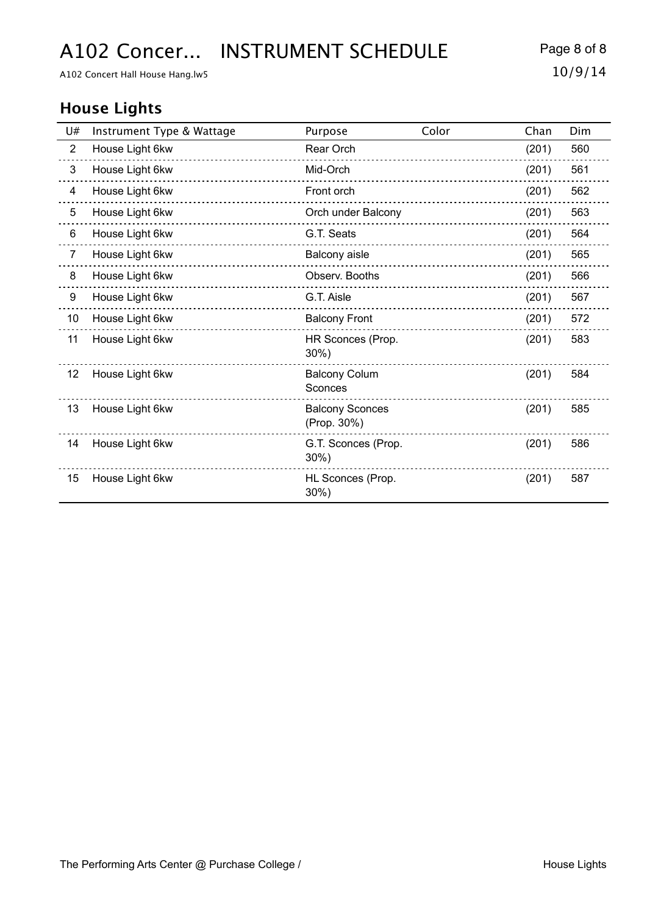## House Lights

| U# | Instrument Type & Wattage | Purpose | Color | Chan | Dim |
|---|---|---|---|---|---|
| 2 | House Light 6kw | Rear Orch | | (201) | 560 |
| 3 | House Light 6kw | Mid-Orch | | (201) | 561 |
| 4 | House Light 6kw | Front orch | | (201) | 562 |
| 5 | House Light 6kw | Orch under Balcony | | (201) | 563 |
| 6 | House Light 6kw | G.T. Seats | | (201) | 564 |
| 7 | House Light 6kw | Balcony aisle | | (201) | 565 |
| 8 | House Light 6kw | Observ. Booths | | (201) | 566 |
| 9 | House Light 6kw | G.T. Aisle | | (201) | 567 |
| 10 | House Light 6kw | Balcony Front | | (201) | 572 |
| 11 | House Light 6kw | HR Sconces (Prop. 30%) | | (201) | 583 |
| 12 | House Light 6kw | Balcony Colum Sconces | | (201) | 584 |
| 13 | House Light 6kw | Balcony Sconces (Prop. 30%) | | (201) | 585 |
| 14 | House Light 6kw | G.T. Sconces (Prop. 30%) | | (201) | 586 |
| 15 | House Light 6kw | HL Sconces (Prop. 30%) | | (201) | 587 |